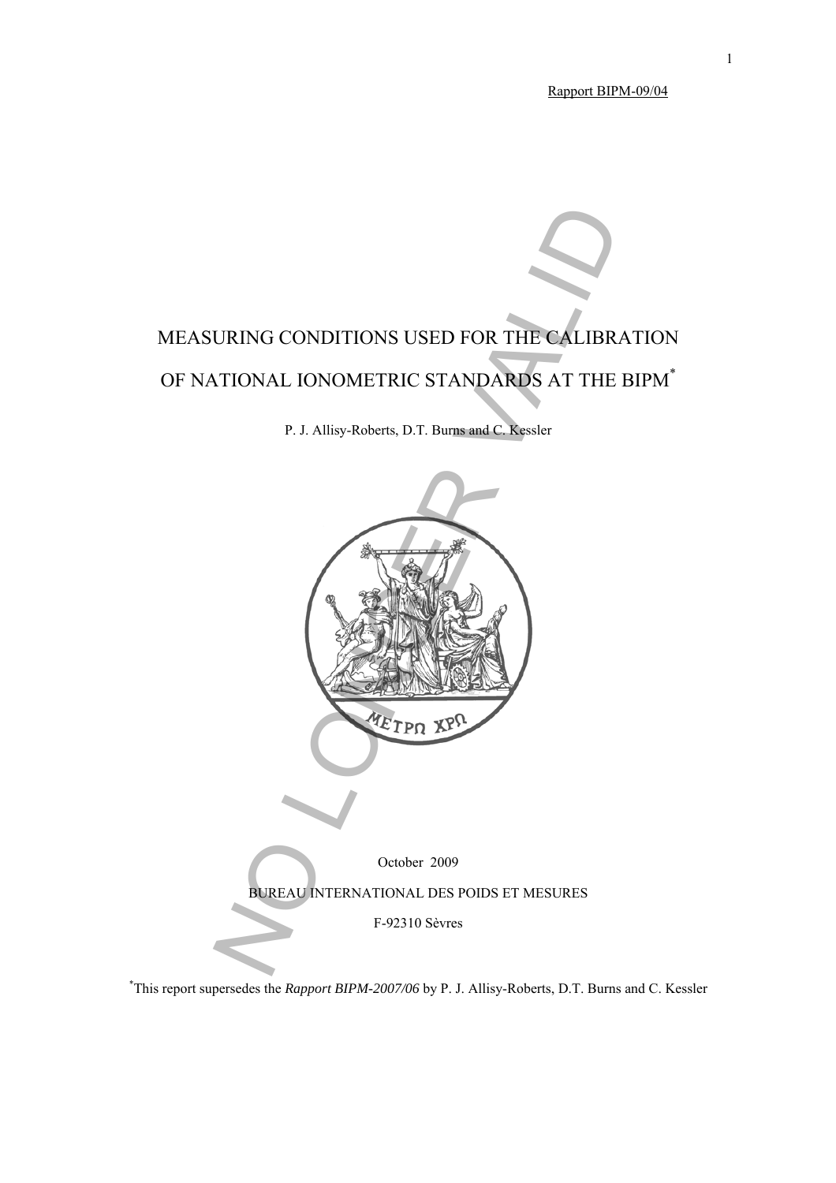Rapport BIPM-09/04

# MEASURING CONDITIONS USED FOR THE CALIBRATION OF NATIONAL IONOMETRIC STANDARDS AT THE BIPM*

P. J. Allisy-Roberts, D.T. Burns and C. Kessler

October 2009

BUREAU INTERNATIONAL DES POIDS ET MESURES

F-92310 Sèvres

*This report supersedes the *Rapport BIPM-2007/06* by P. J. Allisy-Roberts, D.T. Burns and C. Kessler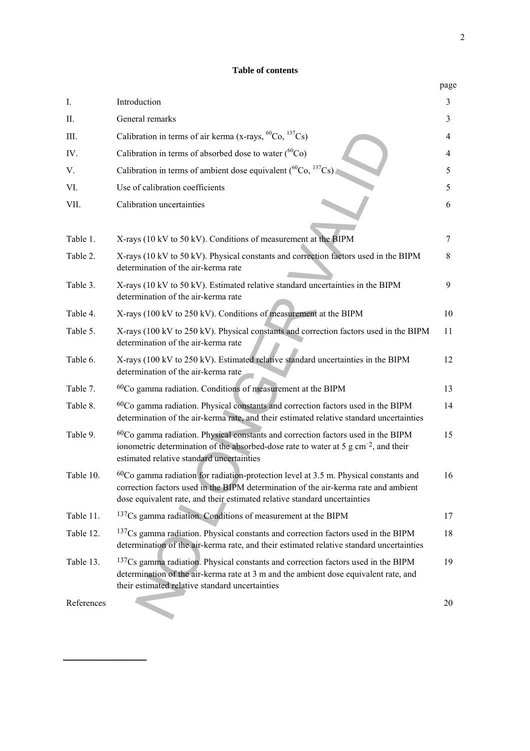**Table of contents**

| | | page |
|---|---|---|
| I. | Introduction | 3 |
| II. | General remarks | 3 |
| III. | Calibration in terms of air kerma (x-rays, $^{60}$Co, $^{137}$Cs) | 4 |
| IV. | Calibration in terms of absorbed dose to water ($^{60}$Co) | 4 |
| V. | Calibration in terms of ambient dose equivalent ($^{60}$Co, $^{137}$Cs) | 5 |
| VI. | Use of calibration coefficients | 5 |
| VII. | Calibration uncertainties | 6 |
| | | |
| Table 1. | X-rays (10 kV to 50 kV). Conditions of measurement at the BIPM | 7 |
| Table 2. | X-rays (10 kV to 50 kV). Physical constants and correction factors used in the BIPM determination of the air-kerma rate | 8 |
| Table 3. | X-rays (10 kV to 50 kV). Estimated relative standard uncertainties in the BIPM determination of the air-kerma rate | 9 |
| Table 4. | X-rays (100 kV to 250 kV). Conditions of measurement at the BIPM | 10 |
| Table 5. | X-rays (100 kV to 250 kV). Physical constants and correction factors used in the BIPM determination of the air-kerma rate | 11 |
| Table 6. | X-rays (100 kV to 250 kV). Estimated relative standard uncertainties in the BIPM determination of the air-kerma rate | 12 |
| Table 7. | $^{60}$Co gamma radiation. Conditions of measurement at the BIPM | 13 |
| Table 8. | $^{60}$Co gamma radiation. Physical constants and correction factors used in the BIPM determination of the air-kerma rate, and their estimated relative standard uncertainties | 14 |
| Table 9. | $^{60}$Co gamma radiation. Physical constants and correction factors used in the BIPM ionometric determination of the absorbed-dose rate to water at 5 g cm$^{-2}$, and their estimated relative standard uncertainties | 15 |
| Table 10. | $^{60}$Co gamma radiation for radiation-protection level at 3.5 m. Physical constants and correction factors used in the BIPM determination of the air-kerma rate and ambient dose equivalent rate, and their estimated relative standard uncertainties | 16 |
| Table 11. | $^{137}$Cs gamma radiation. Conditions of measurement at the BIPM | 17 |
| Table 12. | $^{137}$Cs gamma radiation. Physical constants and correction factors used in the BIPM determination of the air-kerma rate, and their estimated relative standard uncertainties | 18 |
| Table 13. | $^{137}$Cs gamma radiation. Physical constants and correction factors used in the BIPM determination of the air-kerma rate at 3 m and the ambient dose equivalent rate, and their estimated relative standard uncertainties | 19 |
| References | | 20 |

NO LONGER VALID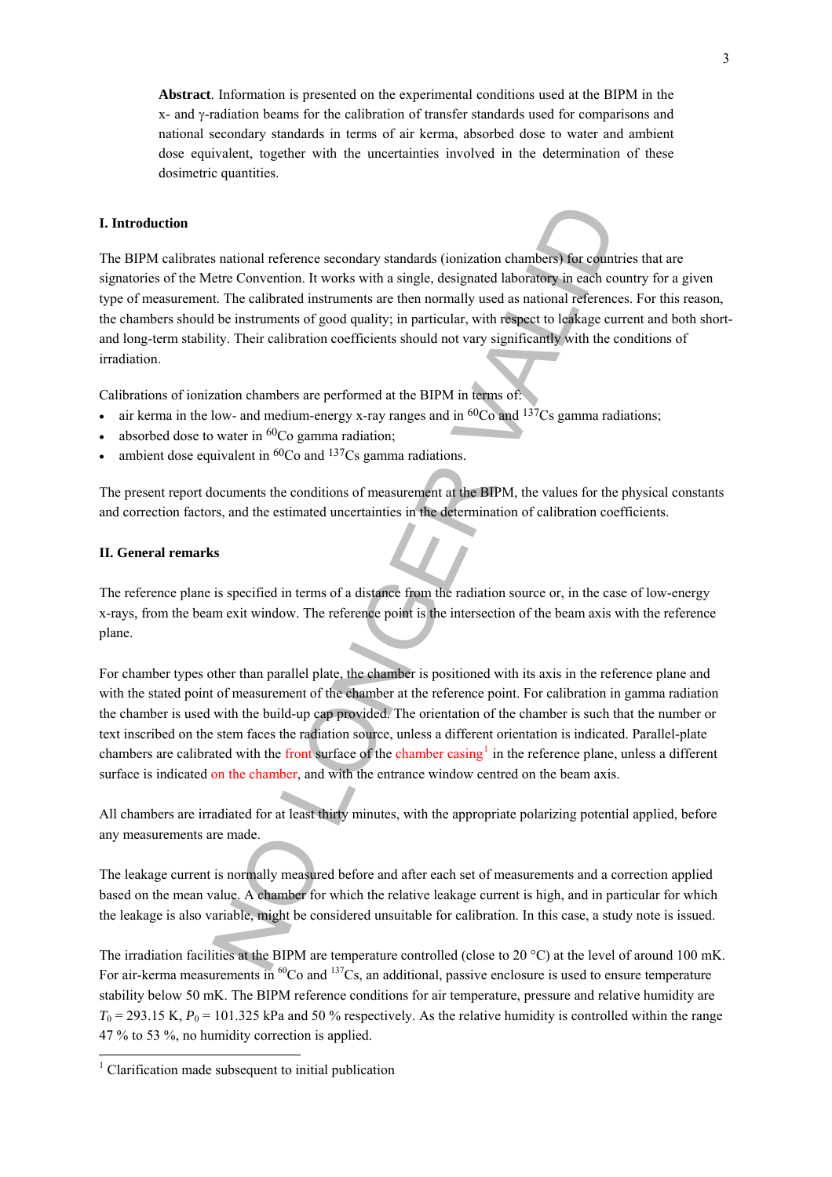**Abstract**. Information is presented on the experimental conditions used at the BIPM in the x- and γ-radiation beams for the calibration of transfer standards used for comparisons and national secondary standards in terms of air kerma, absorbed dose to water and ambient dose equivalent, together with the uncertainties involved in the determination of these dosimetric quantities.

## I. Introduction

The BIPM calibrates national reference secondary standards (ionization chambers) for countries that are signatories of the Metre Convention. It works with a single, designated laboratory in each country for a given type of measurement. The calibrated instruments are then normally used as national references. For this reason, the chambers should be instruments of good quality; in particular, with respect to leakage current and both short- and long-term stability. Their calibration coefficients should not vary significantly with the conditions of irradiation.

Calibrations of ionization chambers are performed at the BIPM in terms of:

- air kerma in the low- and medium-energy x-ray ranges and in $^{60}$Co and $^{137}$Cs gamma radiations;
- absorbed dose to water in $^{60}$Co gamma radiation;
- ambient dose equivalent in $^{60}$Co and $^{137}$Cs gamma radiations.

The present report documents the conditions of measurement at the BIPM, the values for the physical constants and correction factors, and the estimated uncertainties in the determination of calibration coefficients.

## II. General remarks

The reference plane is specified in terms of a distance from the radiation source or, in the case of low-energy x-rays, from the beam exit window. The reference point is the intersection of the beam axis with the reference plane.

For chamber types other than parallel plate, the chamber is positioned with its axis in the reference plane and with the stated point of measurement of the chamber at the reference point. For calibration in gamma radiation the chamber is used with the build-up cap provided. The orientation of the chamber is such that the number or text inscribed on the stem faces the radiation source, unless a different orientation is indicated. Parallel-plate chambers are calibrated with the front surface of the chamber casing[1] in the reference plane, unless a different surface is indicated on the chamber, and with the entrance window centred on the beam axis.

All chambers are irradiated for at least thirty minutes, with the appropriate polarizing potential applied, before any measurements are made.

The leakage current is normally measured before and after each set of measurements and a correction applied based on the mean value. A chamber for which the relative leakage current is high, and in particular for which the leakage is also variable, might be considered unsuitable for calibration. In this case, a study note is issued.

The irradiation facilities at the BIPM are temperature controlled (close to 20 °C) at the level of around 100 mK. For air-kerma measurements in $^{60}$Co and $^{137}$Cs, an additional, passive enclosure is used to ensure temperature stability below 50 mK. The BIPM reference conditions for air temperature, pressure and relative humidity are $T_0 = 293.15$ K, $P_0 = 101.325$ kPa and 50 % respectively. As the relative humidity is controlled within the range 47 % to 53 %, no humidity correction is applied.

[1] Clarification made subsequent to initial publication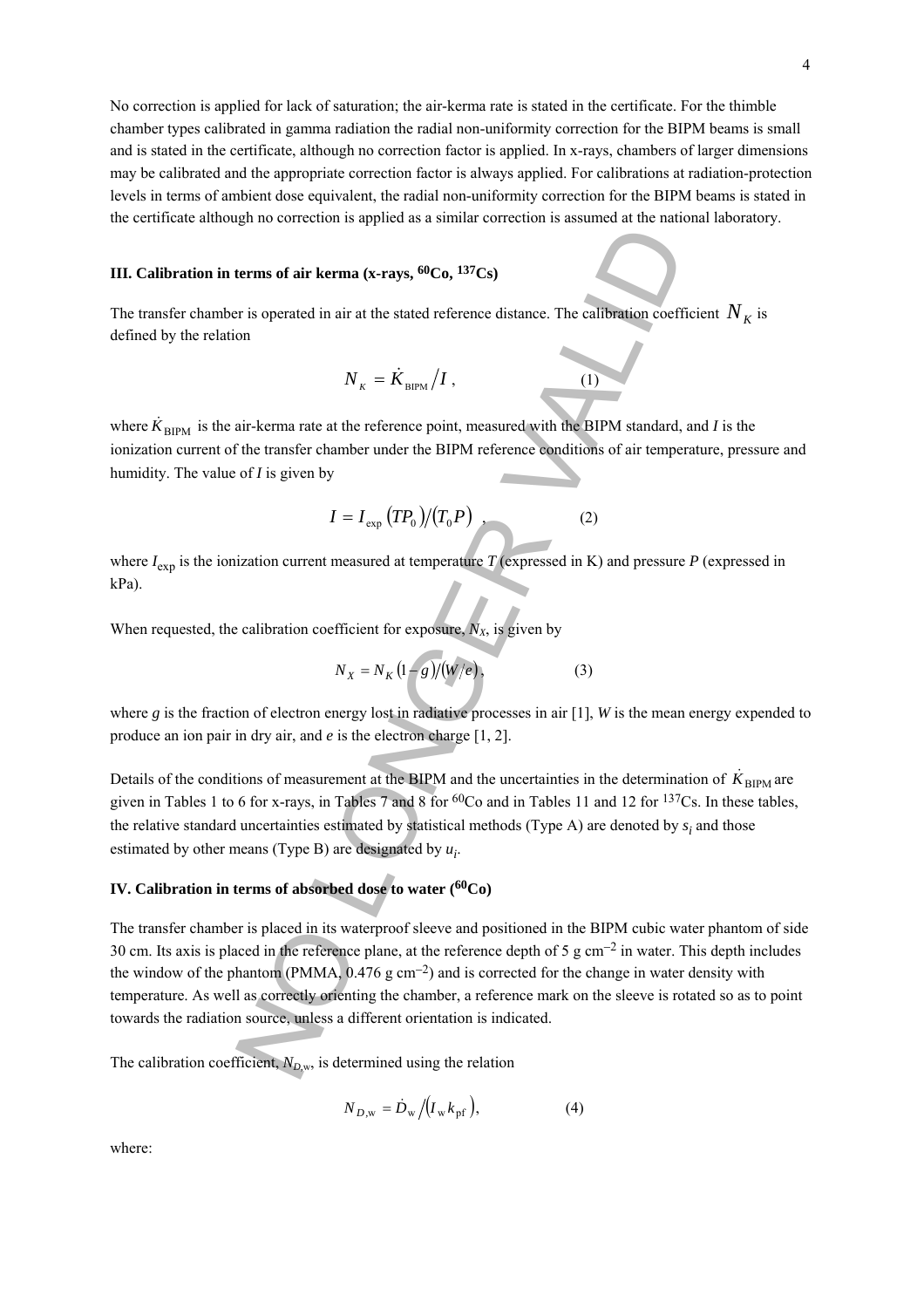No correction is applied for lack of saturation; the air-kerma rate is stated in the certificate. For the thimble chamber types calibrated in gamma radiation the radial non-uniformity correction for the BIPM beams is small and is stated in the certificate, although no correction factor is applied. In x-rays, chambers of larger dimensions may be calibrated and the appropriate correction factor is always applied. For calibrations at radiation-protection levels in terms of ambient dose equivalent, the radial non-uniformity correction for the BIPM beams is stated in the certificate although no correction is applied as a similar correction is assumed at the national laboratory.

### III. Calibration in terms of air kerma (x-rays, $^{60}$Co, $^{137}$Cs)

The transfer chamber is operated in air at the stated reference distance. The calibration coefficient $N_K$ is defined by the relation

$$N_K = \dot{K}_{\text{BIPM}} / I \,, \tag{1}$$

where $\dot{K}_{\text{BIPM}}$ is the air-kerma rate at the reference point, measured with the BIPM standard, and $I$ is the ionization current of the transfer chamber under the BIPM reference conditions of air temperature, pressure and humidity. The value of $I$ is given by

$$I = I_{\text{exp}} \left(T P_0\right) / \left(T_0 P\right) \,, \tag{2}$$

where $I_{\text{exp}}$ is the ionization current measured at temperature $T$ (expressed in K) and pressure $P$ (expressed in kPa).

When requested, the calibration coefficient for exposure, $N_X$, is given by

$$N_X = N_K \left(1 - g\right) / \left(W/e\right), \tag{3}$$

where $g$ is the fraction of electron energy lost in radiative processes in air [1], $W$ is the mean energy expended to produce an ion pair in dry air, and $e$ is the electron charge [1, 2].

Details of the conditions of measurement at the BIPM and the uncertainties in the determination of $\dot{K}_{\text{BIPM}}$ are given in Tables 1 to 6 for x-rays, in Tables 7 and 8 for $^{60}$Co and in Tables 11 and 12 for $^{137}$Cs. In these tables, the relative standard uncertainties estimated by statistical methods (Type A) are denoted by $s_i$ and those estimated by other means (Type B) are designated by $u_i$.

### IV. Calibration in terms of absorbed dose to water ($^{60}$Co)

The transfer chamber is placed in its waterproof sleeve and positioned in the BIPM cubic water phantom of side 30 cm. Its axis is placed in the reference plane, at the reference depth of 5 g cm$^{-2}$ in water. This depth includes the window of the phantom (PMMA, 0.476 g cm$^{-2}$) and is corrected for the change in water density with temperature. As well as correctly orienting the chamber, a reference mark on the sleeve is rotated so as to point towards the radiation source, unless a different orientation is indicated.

The calibration coefficient, $N_{D,\text{w}}$, is determined using the relation

$$N_{D,\text{w}} = \dot{D}_{\text{w}} / \left(I_{\text{w}} \, k_{\text{pf}}\right), \tag{4}$$

where: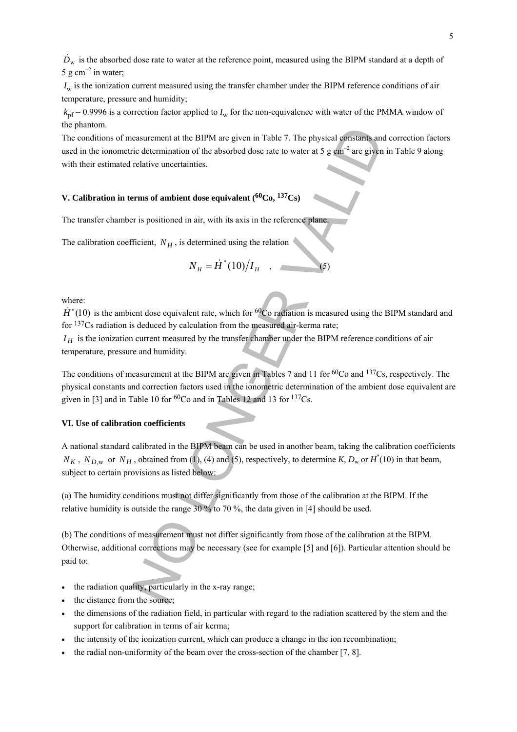$\dot{D}_\mathrm{w}$ is the absorbed dose rate to water at the reference point, measured using the BIPM standard at a depth of 5 g cm$^{-2}$ in water;

$I_\mathrm{w}$ is the ionization current measured using the transfer chamber under the BIPM reference conditions of air temperature, pressure and humidity;

$k_\mathrm{pf}$ = 0.9996 is a correction factor applied to $I_\mathrm{w}$ for the non-equivalence with water of the PMMA window of the phantom.

The conditions of measurement at the BIPM are given in Table 7. The physical constants and correction factors used in the ionometric determination of the absorbed dose rate to water at 5 g cm$^{-2}$ are given in Table 9 along with their estimated relative uncertainties.

## V. Calibration in terms of ambient dose equivalent ($^{60}$Co, $^{137}$Cs)

The transfer chamber is positioned in air, with its axis in the reference plane.

The calibration coefficient, $N_H$, is determined using the relation

$$N_H = \dot{H}^*(10) / I_H \quad , \qquad (5)$$

where:

$\dot{H}^*(10)$ is the ambient dose equivalent rate, which for $^{60}$Co radiation is measured using the BIPM standard and for $^{137}$Cs radiation is deduced by calculation from the measured air-kerma rate;

$I_H$ is the ionization current measured by the transfer chamber under the BIPM reference conditions of air temperature, pressure and humidity.

The conditions of measurement at the BIPM are given in Tables 7 and 11 for $^{60}$Co and $^{137}$Cs, respectively. The physical constants and correction factors used in the ionometric determination of the ambient dose equivalent are given in [3] and in Table 10 for $^{60}$Co and in Tables 12 and 13 for $^{137}$Cs.

## VI. Use of calibration coefficients

A national standard calibrated in the BIPM beam can be used in another beam, taking the calibration coefficients $N_K$, $N_{D,\mathrm{w}}$ or $N_H$, obtained from (1), (4) and (5), respectively, to determine $K$, $D_\mathrm{w}$ or $H^*(10)$ in that beam, subject to certain provisions as listed below:

(a) The humidity conditions must not differ significantly from those of the calibration at the BIPM. If the relative humidity is outside the range 30 % to 70 %, the data given in [4] should be used.

(b) The conditions of measurement must not differ significantly from those of the calibration at the BIPM. Otherwise, additional corrections may be necessary (see for example [5] and [6]). Particular attention should be paid to:

- the radiation quality, particularly in the x-ray range;
- the distance from the source;
- the dimensions of the radiation field, in particular with regard to the radiation scattered by the stem and the support for calibration in terms of air kerma;
- the intensity of the ionization current, which can produce a change in the ion recombination;
- the radial non-uniformity of the beam over the cross-section of the chamber [7, 8].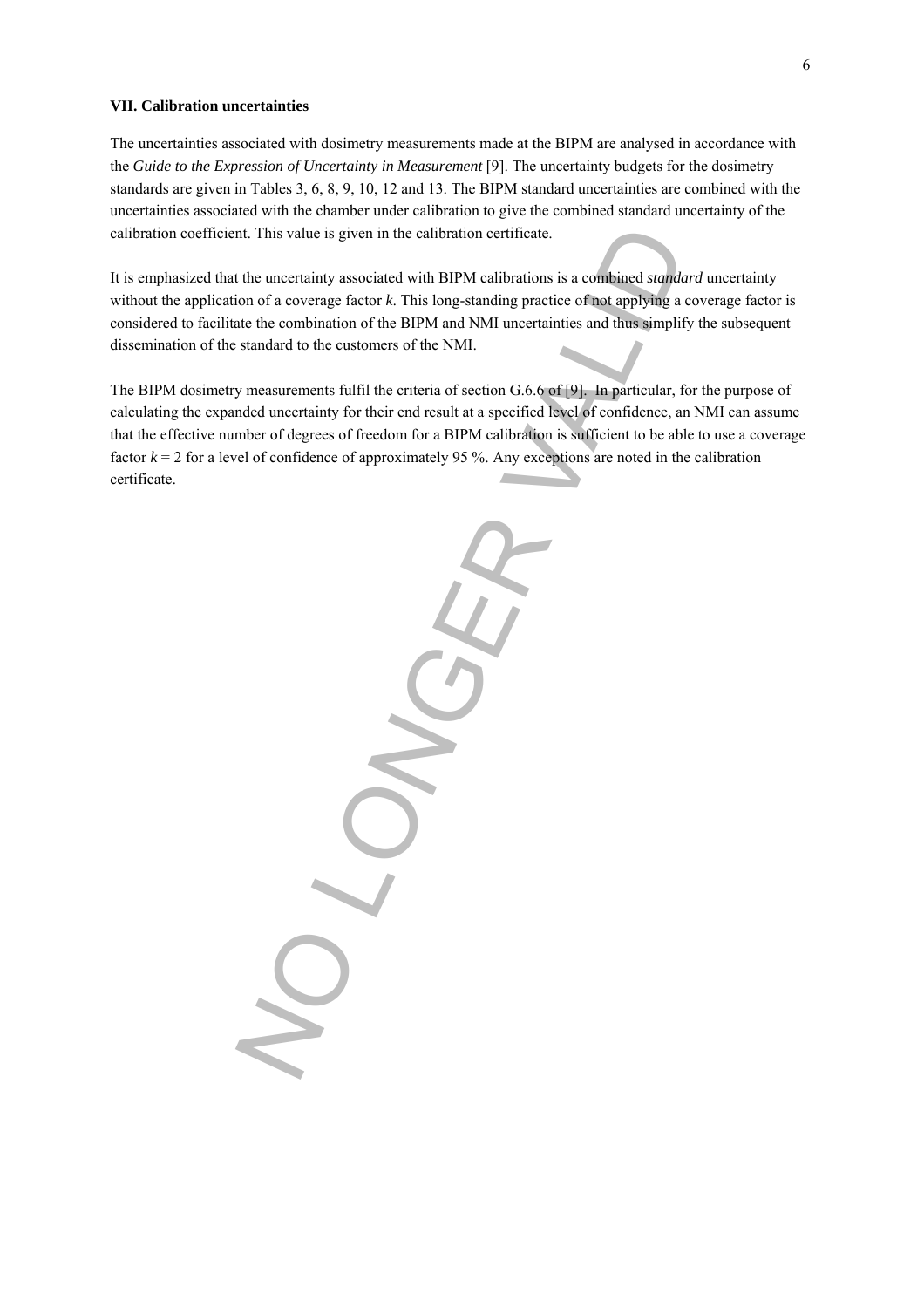### VII. Calibration uncertainties

The uncertainties associated with dosimetry measurements made at the BIPM are analysed in accordance with the *Guide to the Expression of Uncertainty in Measurement* [9]. The uncertainty budgets for the dosimetry standards are given in Tables 3, 6, 8, 9, 10, 12 and 13. The BIPM standard uncertainties are combined with the uncertainties associated with the chamber under calibration to give the combined standard uncertainty of the calibration coefficient. This value is given in the calibration certificate.

It is emphasized that the uncertainty associated with BIPM calibrations is a combined *standard* uncertainty without the application of a coverage factor $k$. This long-standing practice of not applying a coverage factor is considered to facilitate the combination of the BIPM and NMI uncertainties and thus simplify the subsequent dissemination of the standard to the customers of the NMI.

The BIPM dosimetry measurements fulfil the criteria of section G.6.6 of [9]. In particular, for the purpose of calculating the expanded uncertainty for their end result at a specified level of confidence, an NMI can assume that the effective number of degrees of freedom for a BIPM calibration is sufficient to be able to use a coverage factor $k = 2$ for a level of confidence of approximately 95 %. Any exceptions are noted in the calibration certificate.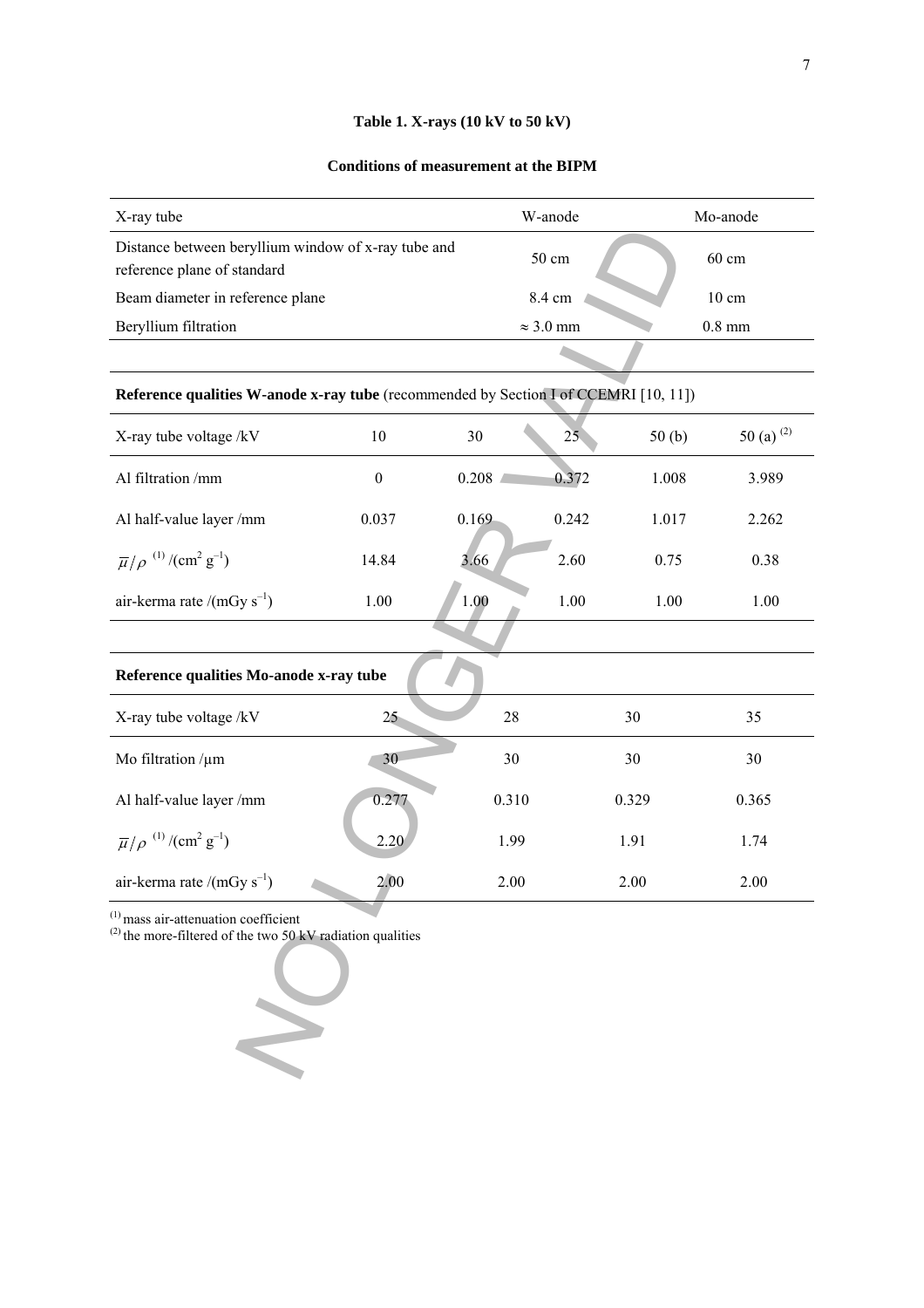**Table 1. X-rays (10 kV to 50 kV)**

**Conditions of measurement at the BIPM**

| X-ray tube | W-anode | Mo-anode |
|---|---|---|
| Distance between beryllium window of x-ray tube and reference plane of standard | 50 cm | 60 cm |
| Beam diameter in reference plane | 8.4 cm | 10 cm |
| Beryllium filtration | ≈ 3.0 mm | 0.8 mm |

**Reference qualities W-anode x-ray tube** (recommended by Section I of CCEMRI [10, 11])

| X-ray tube voltage /kV | 10 | 30 | 25 | 50 (b) | 50 (a) [2] |
|---|---|---|---|---|---|
| Al filtration /mm | 0 | 0.208 | 0.372 | 1.008 | 3.989 |
| Al half-value layer /mm | 0.037 | 0.169 | 0.242 | 1.017 | 2.262 |
| $\overline{\mu}/\rho$ [1] /(cm$^2$ g$^{-1}$) | 14.84 | 3.66 | 2.60 | 0.75 | 0.38 |
| air-kerma rate /(mGy s$^{-1}$) | 1.00 | 1.00 | 1.00 | 1.00 | 1.00 |

**Reference qualities Mo-anode x-ray tube**

| X-ray tube voltage /kV | 25 | 28 | 30 | 35 |
|---|---|---|---|---|
| Mo filtration /μm | 30 | 30 | 30 | 30 |
| Al half-value layer /mm | 0.277 | 0.310 | 0.329 | 0.365 |
| $\overline{\mu}/\rho$ [1] /(cm$^2$ g$^{-1}$) | 2.20 | 1.99 | 1.91 | 1.74 |
| air-kerma rate /(mGy s$^{-1}$) | 2.00 | 2.00 | 2.00 | 2.00 |

[1] mass air-attenuation coefficient
[2] the more-filtered of the two 50 kV radiation qualities

NO LONGER VALID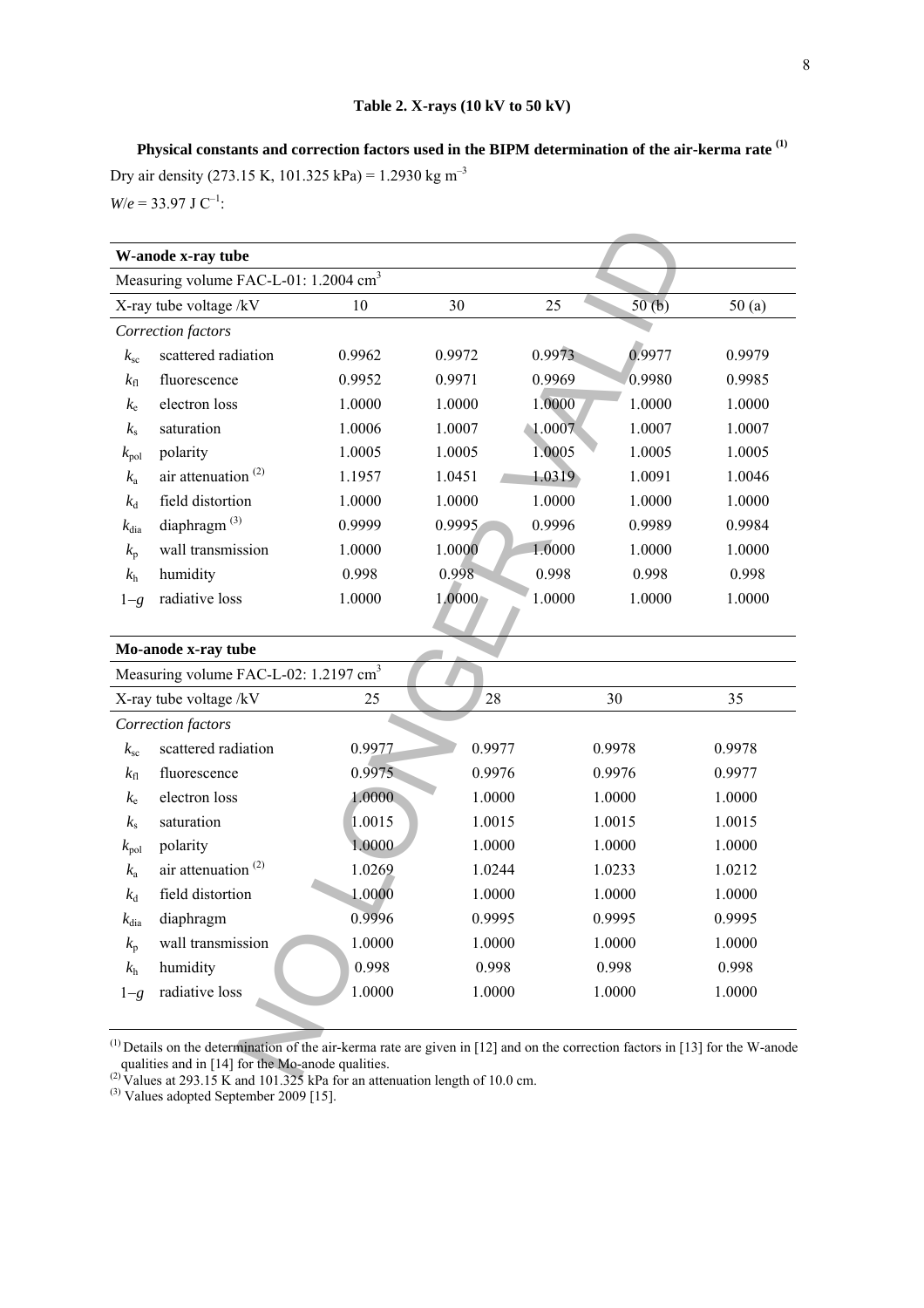## Table 2. X-rays (10 kV to 50 kV)

**Physical constants and correction factors used in the BIPM determination of the air-kerma rate [(1)]**

Dry air density (273.15 K, 101.325 kPa) = 1.2930 kg m$^{-3}$

$W/e$ = 33.97 J C$^{-1}$:

| **W-anode x-ray tube** | | | | | | |
|---|---|---|---|---|---|---|
| Measuring volume FAC-L-01: 1.2004 cm$^3$ | | | | | | |
| X-ray tube voltage /kV | | 10 | 30 | 25 | 50 (b) | 50 (a) |
| *Correction factors* | | | | | | |
| $k_{sc}$ | scattered radiation | 0.9962 | 0.9972 | 0.9973 | 0.9977 | 0.9979 |
| $k_{fl}$ | fluorescence | 0.9952 | 0.9971 | 0.9969 | 0.9980 | 0.9985 |
| $k_e$ | electron loss | 1.0000 | 1.0000 | 1.0000 | 1.0000 | 1.0000 |
| $k_s$ | saturation | 1.0006 | 1.0007 | 1.0007 | 1.0007 | 1.0007 |
| $k_{pol}$ | polarity | 1.0005 | 1.0005 | 1.0005 | 1.0005 | 1.0005 |
| $k_a$ | air attenuation [(2)] | 1.1957 | 1.0451 | 1.0319 | 1.0091 | 1.0046 |
| $k_d$ | field distortion | 1.0000 | 1.0000 | 1.0000 | 1.0000 | 1.0000 |
| $k_{dia}$ | diaphragm [(3)] | 0.9999 | 0.9995 | 0.9996 | 0.9989 | 0.9984 |
| $k_p$ | wall transmission | 1.0000 | 1.0000 | 1.0000 | 1.0000 | 1.0000 |
| $k_h$ | humidity | 0.998 | 0.998 | 0.998 | 0.998 | 0.998 |
| $1-g$ | radiative loss | 1.0000 | 1.0000 | 1.0000 | 1.0000 | 1.0000 |

| **Mo-anode x-ray tube** | | | | | |
|---|---|---|---|---|---|
| Measuring volume FAC-L-02: 1.2197 cm$^3$ | | | | | |
| X-ray tube voltage /kV | | 25 | 28 | 30 | 35 |
| *Correction factors* | | | | | |
| $k_{sc}$ | scattered radiation | 0.9977 | 0.9977 | 0.9978 | 0.9978 |
| $k_{fl}$ | fluorescence | 0.9975 | 0.9976 | 0.9976 | 0.9977 |
| $k_e$ | electron loss | 1.0000 | 1.0000 | 1.0000 | 1.0000 |
| $k_s$ | saturation | 1.0015 | 1.0015 | 1.0015 | 1.0015 |
| $k_{pol}$ | polarity | 1.0000 | 1.0000 | 1.0000 | 1.0000 |
| $k_a$ | air attenuation [(2)] | 1.0269 | 1.0244 | 1.0233 | 1.0212 |
| $k_d$ | field distortion | 1.0000 | 1.0000 | 1.0000 | 1.0000 |
| $k_{dia}$ | diaphragm | 0.9996 | 0.9995 | 0.9995 | 0.9995 |
| $k_p$ | wall transmission | 1.0000 | 1.0000 | 1.0000 | 1.0000 |
| $k_h$ | humidity | 0.998 | 0.998 | 0.998 | 0.998 |
| $1-g$ | radiative loss | 1.0000 | 1.0000 | 1.0000 | 1.0000 |

[(1)] Details on the determination of the air-kerma rate are given in [12] and on the correction factors in [13] for the W-anode qualities and in [14] for the Mo-anode qualities.

[(2)] Values at 293.15 K and 101.325 kPa for an attenuation length of 10.0 cm.

[(3)] Values adopted September 2009 [15].

NO LONGER VALID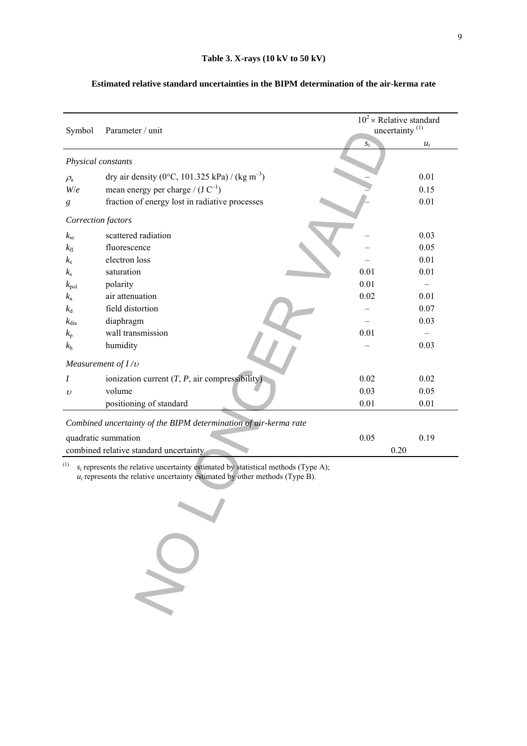**Table 3. X-rays (10 kV to 50 kV)**

**Estimated relative standard uncertainties in the BIPM determination of the air-kerma rate**

| Symbol | Parameter / unit | $10^2 \times$ Relative standard uncertainty [(1)] $s_i$ | $u_i$ |
|---|---|---|---|
| *Physical constants* | | | |
| $\rho_a$ | dry air density (0°C, 101.325 kPa) / (kg m$^{-3}$) | – | 0.01 |
| $W/e$ | mean energy per charge / (J C$^{-1}$) | – | 0.15 |
| $g$ | fraction of energy lost in radiative processes | – | 0.01 |
| *Correction factors* | | | |
| $k_{sc}$ | scattered radiation | – | 0.03 |
| $k_{fl}$ | fluorescence | – | 0.05 |
| $k_e$ | electron loss | – | 0.01 |
| $k_s$ | saturation | 0.01 | 0.01 |
| $k_{pol}$ | polarity | 0.01 | – |
| $k_a$ | air attenuation | 0.02 | 0.01 |
| $k_d$ | field distortion | – | 0.07 |
| $k_{dia}$ | diaphragm | – | 0.03 |
| $k_p$ | wall transmission | 0.01 | – |
| $k_h$ | humidity | – | 0.03 |
| *Measurement of $I/\upsilon$* | | | |
| $I$ | ionization current ($T$, $P$, air compressibility) | 0.02 | 0.02 |
| $\upsilon$ | volume | 0.03 | 0.05 |
| | positioning of standard | 0.01 | 0.01 |
| *Combined uncertainty of the BIPM determination of air-kerma rate* | | | |
| quadratic summation | | 0.05 | 0.19 |
| combined relative standard uncertainty | | 0.20 | |

[(1)] $s_i$ represents the relative uncertainty estimated by statistical methods (Type A); $u_i$ represents the relative uncertainty estimated by other methods (Type B).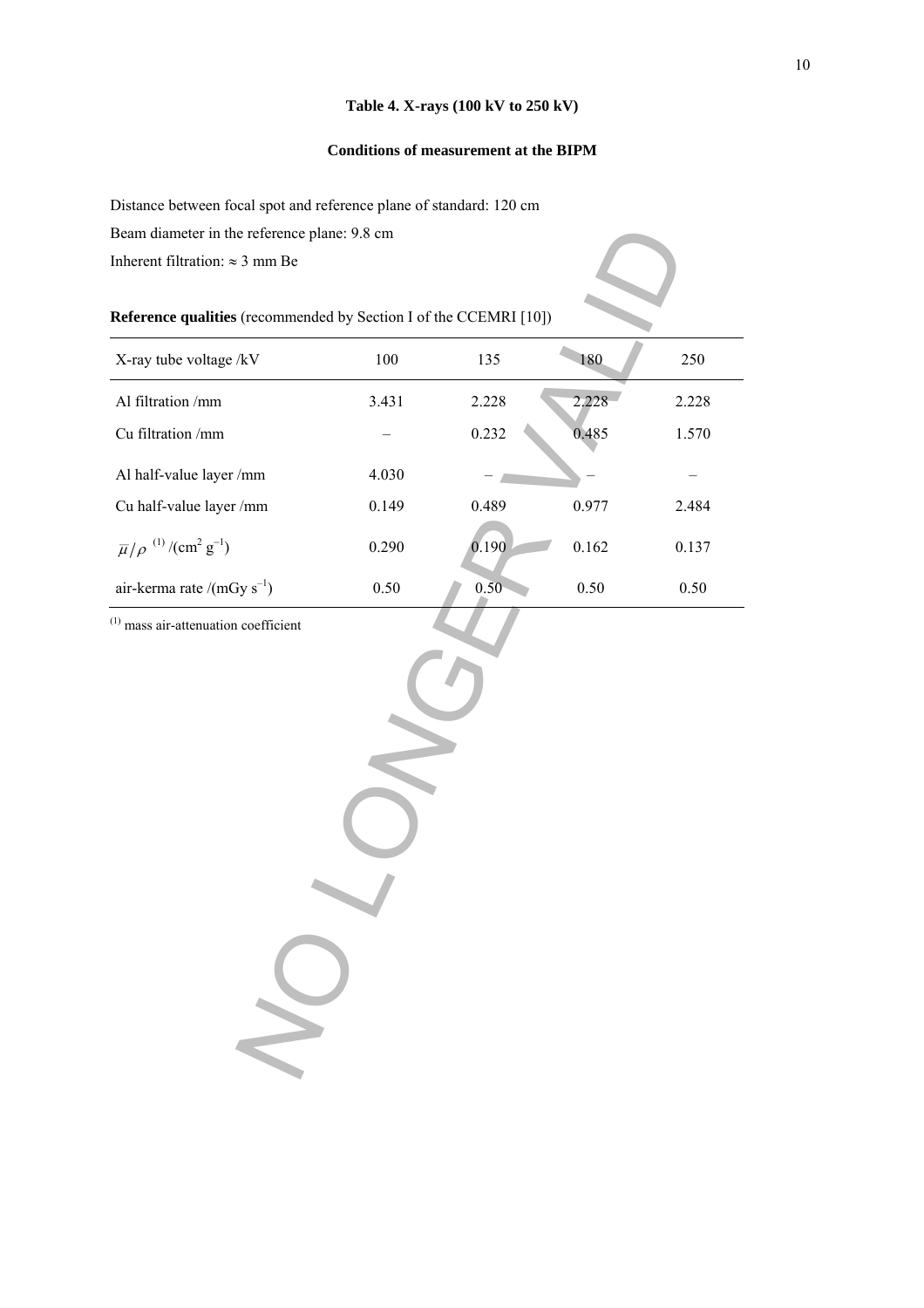**Table 4. X-rays (100 kV to 250 kV)**

**Conditions of measurement at the BIPM**

Distance between focal spot and reference plane of standard: 120 cm

Beam diameter in the reference plane: 9.8 cm

Inherent filtration: ≈ 3 mm Be

**Reference qualities** (recommended by Section I of the CCEMRI [10])

| X-ray tube voltage /kV | 100 | 135 | 180 | 250 |
|---|---|---|---|---|
| Al filtration /mm | 3.431 | 2.228 | 2.228 | 2.228 |
| Cu filtration /mm | – | 0.232 | 0.485 | 1.570 |
| Al half-value layer /mm | 4.030 | – | – | – |
| Cu half-value layer /mm | 0.149 | 0.489 | 0.977 | 2.484 |
| $\bar{\mu}/\rho$ [(1)] /($cm^2$ $g^{-1}$) | 0.290 | 0.190 | 0.162 | 0.137 |
| air-kerma rate /(mGy $s^{-1}$) | 0.50 | 0.50 | 0.50 | 0.50 |

(1) mass air-attenuation coefficient

NO LONGER VALID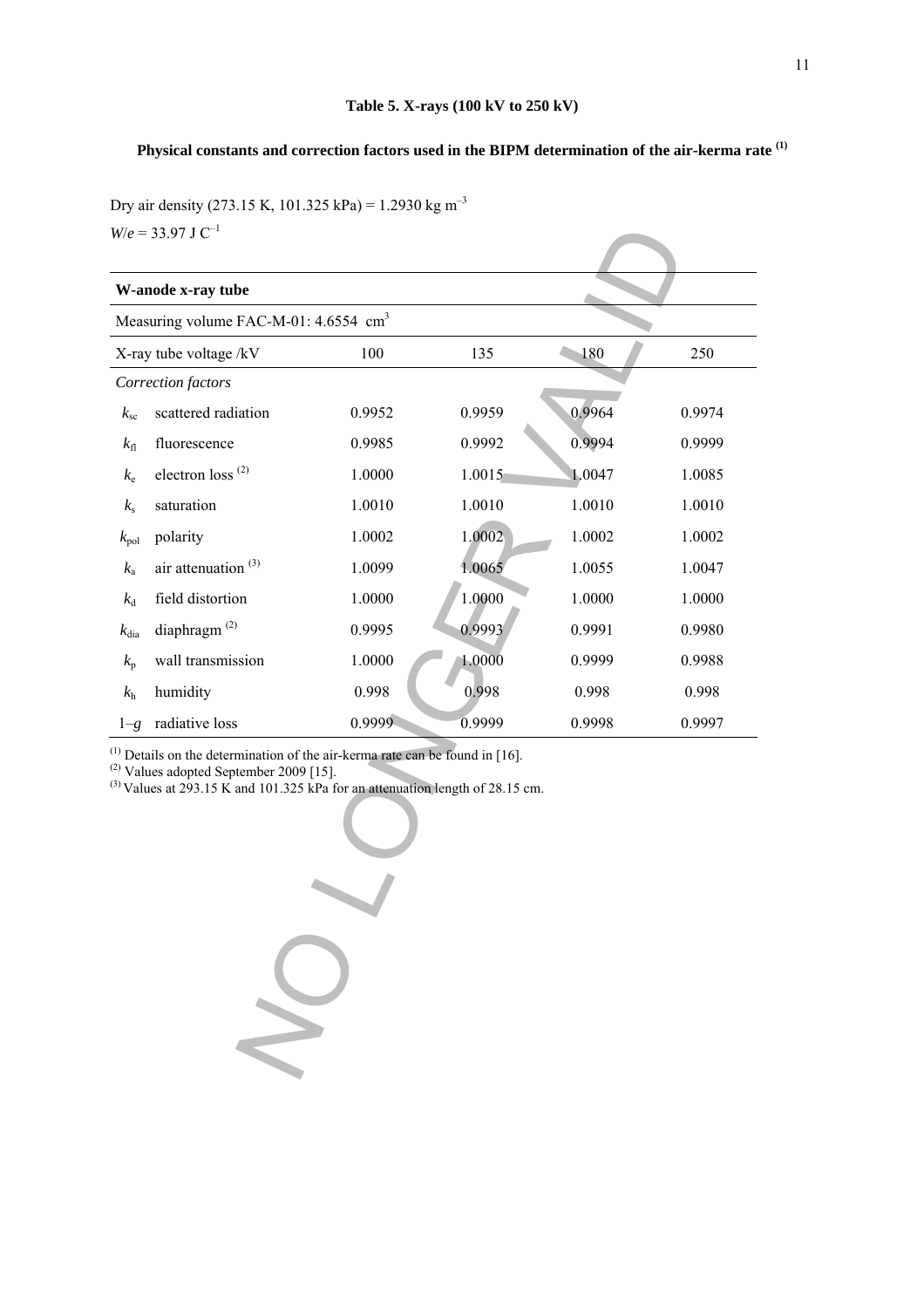**Table 5. X-rays (100 kV to 250 kV)**

**Physical constants and correction factors used in the BIPM determination of the air-kerma rate [(1)]**

Dry air density (273.15 K, 101.325 kPa) = 1.2930 kg m$^{-3}$

$W/e$ = 33.97 J C$^{-1}$

| **W-anode x-ray tube** | | | | | |
|---|---|---|---|---|---|
| Measuring volume FAC-M-01: 4.6554 cm$^3$ | | | | | |
| X-ray tube voltage /kV | | 100 | 135 | 180 | 250 |
| *Correction factors* | | | | | |
| $k_{sc}$ | scattered radiation | 0.9952 | 0.9959 | 0.9964 | 0.9974 |
| $k_{fl}$ | fluorescence | 0.9985 | 0.9992 | 0.9994 | 0.9999 |
| $k_e$ | electron loss [(2)] | 1.0000 | 1.0015 | 1.0047 | 1.0085 |
| $k_s$ | saturation | 1.0010 | 1.0010 | 1.0010 | 1.0010 |
| $k_{pol}$ | polarity | 1.0002 | 1.0002 | 1.0002 | 1.0002 |
| $k_a$ | air attenuation [(3)] | 1.0099 | 1.0065 | 1.0055 | 1.0047 |
| $k_d$ | field distortion | 1.0000 | 1.0000 | 1.0000 | 1.0000 |
| $k_{dia}$ | diaphragm [(2)] | 0.9995 | 0.9993 | 0.9991 | 0.9980 |
| $k_p$ | wall transmission | 1.0000 | 1.0000 | 0.9999 | 0.9988 |
| $k_h$ | humidity | 0.998 | 0.998 | 0.998 | 0.998 |
| $1-g$ | radiative loss | 0.9999 | 0.9999 | 0.9998 | 0.9997 |

[(1)] Details on the determination of the air-kerma rate can be found in [16].

[(2)] Values adopted September 2009 [15].

[(3)] Values at 293.15 K and 101.325 kPa for an attenuation length of 28.15 cm.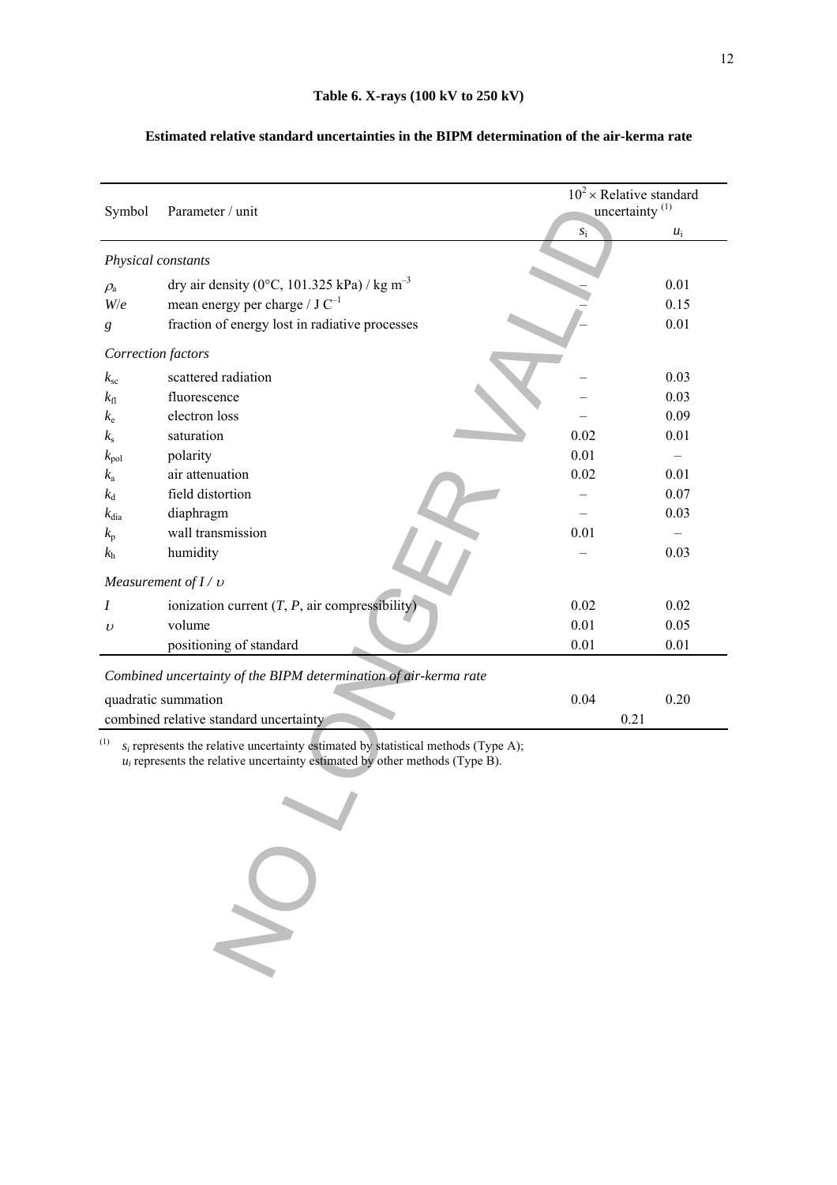**Table 6. X-rays (100 kV to 250 kV)**

**Estimated relative standard uncertainties in the BIPM determination of the air-kerma rate**

| Symbol | Parameter / unit | $10^2 \times$ Relative standard uncertainty [(1)] | |
|---|---|---|---|
| | | $s_i$ | $u_i$ |
| *Physical constants* | | | |
| $\rho_a$ | dry air density (0°C, 101.325 kPa) / kg m$^{-3}$ | – | 0.01 |
| $W/e$ | mean energy per charge / J C$^{-1}$ | – | 0.15 |
| $g$ | fraction of energy lost in radiative processes | – | 0.01 |
| *Correction factors* | | | |
| $k_{sc}$ | scattered radiation | – | 0.03 |
| $k_{fl}$ | fluorescence | – | 0.03 |
| $k_e$ | electron loss | – | 0.09 |
| $k_s$ | saturation | 0.02 | 0.01 |
| $k_{pol}$ | polarity | 0.01 | – |
| $k_a$ | air attenuation | 0.02 | 0.01 |
| $k_d$ | field distortion | – | 0.07 |
| $k_{dia}$ | diaphragm | – | 0.03 |
| $k_p$ | wall transmission | 0.01 | – |
| $k_h$ | humidity | – | 0.03 |
| *Measurement of* $I / \upsilon$ | | | |
| $I$ | ionization current ($T$, $P$, air compressibility) | 0.02 | 0.02 |
| $\upsilon$ | volume | 0.01 | 0.05 |
| | positioning of standard | 0.01 | 0.01 |
| *Combined uncertainty of the BIPM determination of air-kerma rate* | | | |
| quadratic summation | | 0.04 | 0.20 |
| combined relative standard uncertainty | | 0.21 | |

[(1)] $s_i$ represents the relative uncertainty estimated by statistical methods (Type A); $u_i$ represents the relative uncertainty estimated by other methods (Type B).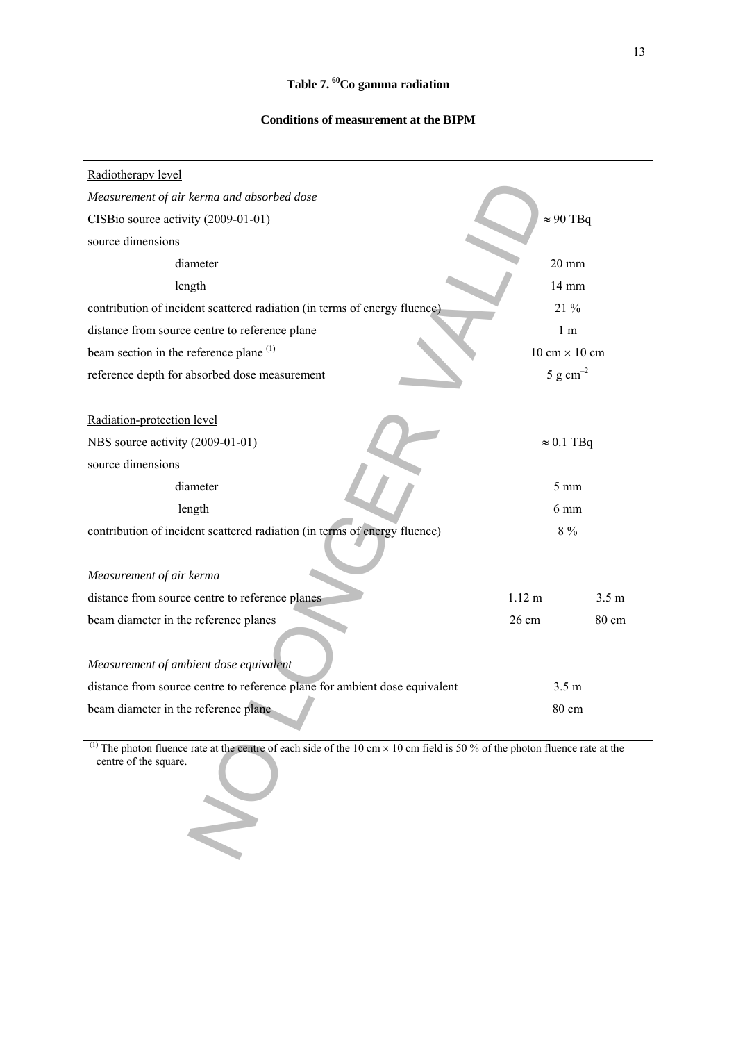**Table 7. $^{60}$Co gamma radiation**

**Conditions of measurement at the BIPM**

| | | |
|---|---|---|
| Radiotherapy level | | |
| *Measurement of air kerma and absorbed dose* | | |
| CISBio source activity (2009-01-01) | ≈ 90 TBq | |
| source dimensions | | |
| diameter | 20 mm | |
| length | 14 mm | |
| contribution of incident scattered radiation (in terms of energy fluence) | 21 % | |
| distance from source centre to reference plane | 1 m | |
| beam section in the reference plane [(1)] | 10 cm × 10 cm | |
| reference depth for absorbed dose measurement | 5 g cm$^{-2}$ | |
| | | |
| Radiation-protection level | | |
| NBS source activity (2009-01-01) | ≈ 0.1 TBq | |
| source dimensions | | |
| diameter | 5 mm | |
| length | 6 mm | |
| contribution of incident scattered radiation (in terms of energy fluence) | 8 % | |
| | | |
| *Measurement of air kerma* | | |
| distance from source centre to reference planes | 1.12 m | 3.5 m |
| beam diameter in the reference planes | 26 cm | 80 cm |
| | | |
| *Measurement of ambient dose equivalent* | | |
| distance from source centre to reference plane for ambient dose equivalent | 3.5 m | |
| beam diameter in the reference plane | 80 cm | |

[(1)] The photon fluence rate at the centre of each side of the 10 cm × 10 cm field is 50 % of the photon fluence rate at the centre of the square.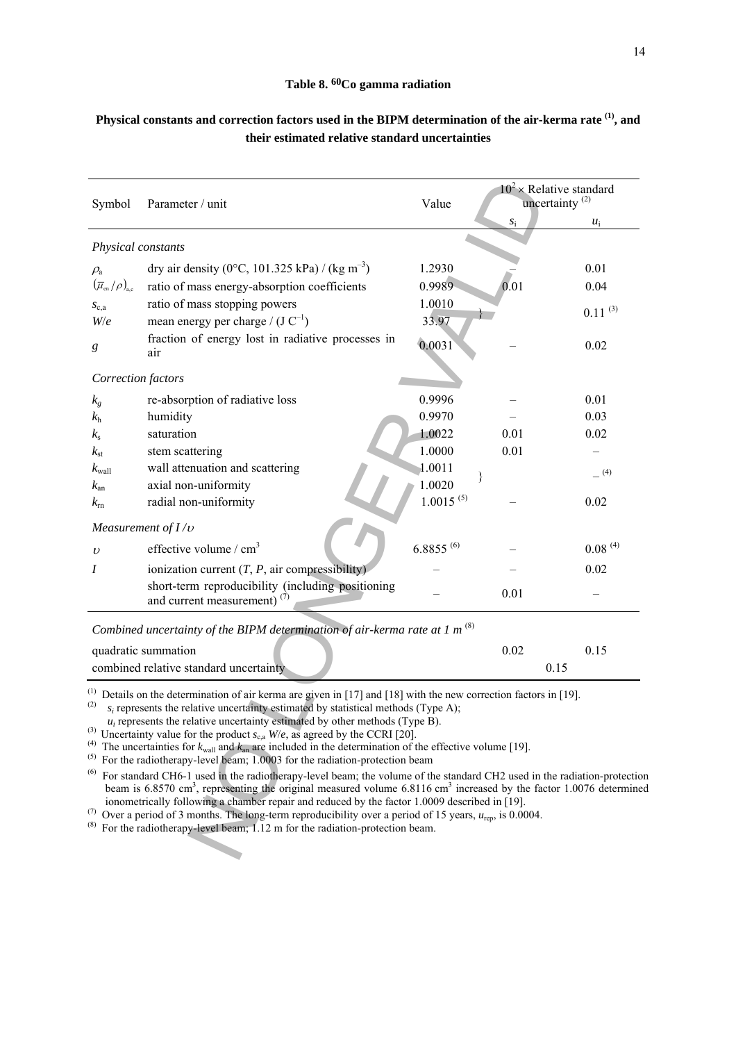**Table 8. $^{60}$Co gamma radiation**

**Physical constants and correction factors used in the BIPM determination of the air-kerma rate [(1)], and their estimated relative standard uncertainties**

| Symbol | Parameter / unit | Value | $10^2 \times$ Relative standard uncertainty [(2)] | |
|---|---|---|---|---|
| | | | $s_i$ | $u_i$ |
| *Physical constants* | | | | |
| $\rho_a$ | dry air density (0°C, 101.325 kPa) / (kg m$^{-3}$) | 1.2930 | – | 0.01 |
| $(\overline{\mu}_{en}/\rho)_{a,c}$ | ratio of mass energy-absorption coefficients | 0.9989 | 0.01 | 0.04 |
| $s_{c,a}$ | ratio of mass stopping powers | 1.0010 | } | 0.11 [(3)] |
| $W/e$ | mean energy per charge / (J C$^{-1}$) | 33.97 | | |
| $g$ | fraction of energy lost in radiative processes in air | 0.0031 | – | 0.02 |
| *Correction factors* | | | | |
| $k_g$ | re-absorption of radiative loss | 0.9996 | – | 0.01 |
| $k_h$ | humidity | 0.9970 | – | 0.03 |
| $k_s$ | saturation | 1.0022 | 0.01 | 0.02 |
| $k_{st}$ | stem scattering | 1.0000 | 0.01 | – |
| $k_{wall}$ | wall attenuation and scattering | 1.0011 | } | – [(4)] |
| $k_{an}$ | axial non-uniformity | 1.0020 | | |
| $k_{rn}$ | radial non-uniformity | 1.0015 [(5)] | – | 0.02 |
| *Measurement of $I/\upsilon$* | | | | |
| $\upsilon$ | effective volume / cm$^3$ | 6.8855 [(6)] | – | 0.08 [(4)] |
| $I$ | ionization current ($T$, $P$, air compressibility) | – | – | 0.02 |
| | short-term reproducibility (including positioning and current measurement) [(7)] | – | 0.01 | – |
| *Combined uncertainty of the BIPM determination of air-kerma rate at 1 m* [(8)] | | | | |
| quadratic summation | | | 0.02 | 0.15 |
| combined relative standard uncertainty | | | 0.15 | |

(1) Details on the determination of air kerma are given in [17] and [18] with the new correction factors in [19].

(2) $s_i$ represents the relative uncertainty estimated by statistical methods (Type A); $u_i$ represents the relative uncertainty estimated by other methods (Type B).

(3) Uncertainty value for the product $s_{c,a}$ $W/e$, as agreed by the CCRI [20].

(4) The uncertainties for $k_{wall}$ and $k_{an}$ are included in the determination of the effective volume [19].

(5) For the radiotherapy-level beam; 1.0003 for the radiation-protection beam

(6) For standard CH6-1 used in the radiotherapy-level beam; the volume of the standard CH2 used in the radiation-protection beam is 6.8570 cm$^3$, representing the original measured volume 6.8116 cm$^3$ increased by the factor 1.0076 determined ionometrically following a chamber repair and reduced by the factor 1.0009 described in [19].

(7) Over a period of 3 months. The long-term reproducibility over a period of 15 years, $u_{rep}$, is 0.0004.

(8) For the radiotherapy-level beam; 1.12 m for the radiation-protection beam.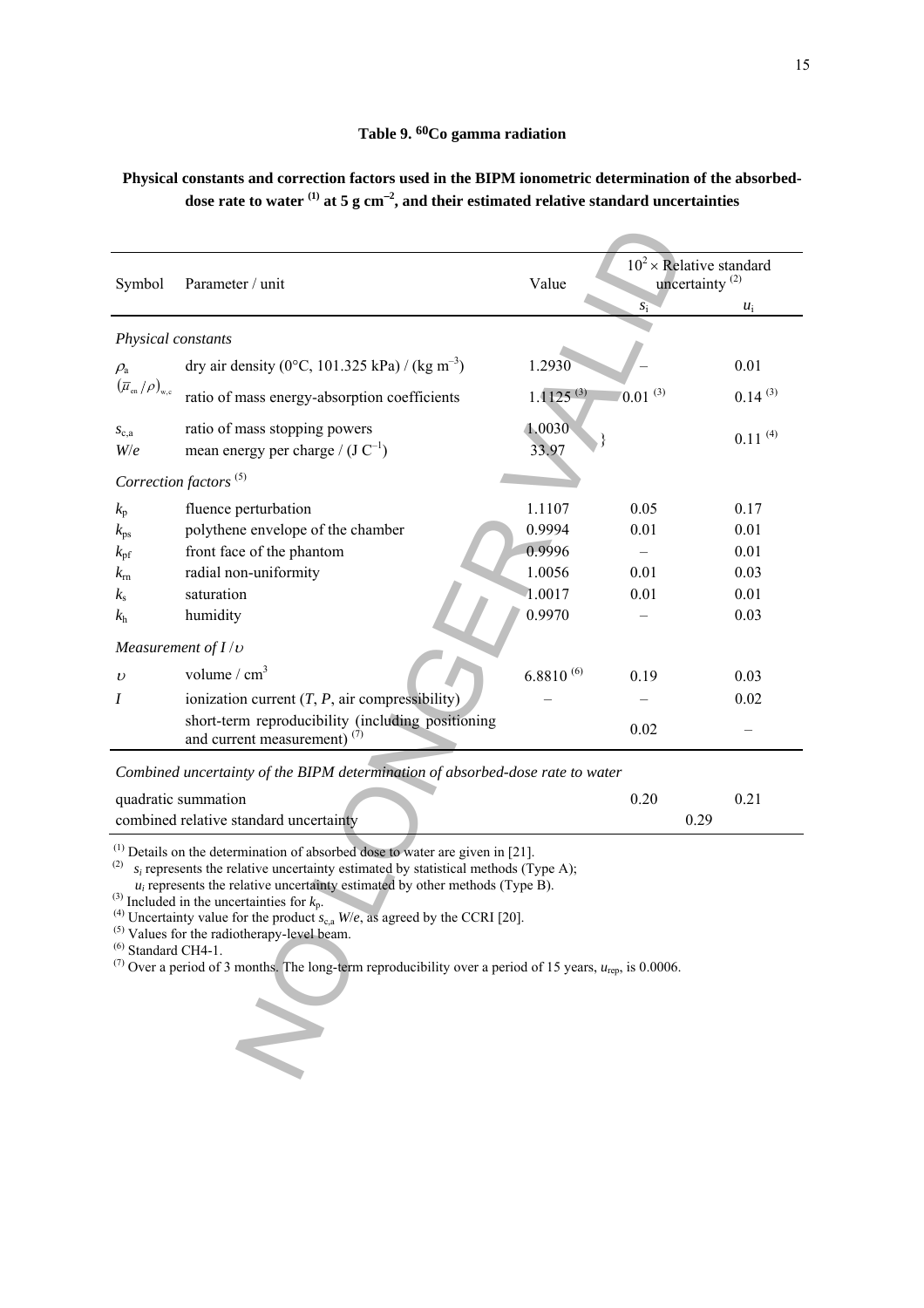### Table 9. $^{60}$Co gamma radiation

**Physical constants and correction factors used in the BIPM ionometric determination of the absorbed-dose rate to water [1] at 5 g cm$^{-2}$, and their estimated relative standard uncertainties**

| Symbol | Parameter / unit | Value | $10^2 \times$ Relative standard uncertainty [2] $s_i$ | $u_i$ |
|---|---|---|---|---|
| *Physical constants* | | | | |
| $\rho_a$ | dry air density (0°C, 101.325 kPa) / (kg m$^{-3}$) | 1.2930 | – | 0.01 |
| $(\bar{\mu}_{en}/\rho)_{w,c}$ | ratio of mass energy-absorption coefficients | 1.1125 [3] | 0.01 [3] | 0.14 [3] |
| $s_{c,a}$ | ratio of mass stopping powers | 1.0030 | } | 0.11 [4] |
| $W/e$ | mean energy per charge / (J C$^{-1}$) | 33.97 | | |
| *Correction factors* [5] | | | | |
| $k_p$ | fluence perturbation | 1.1107 | 0.05 | 0.17 |
| $k_{ps}$ | polythene envelope of the chamber | 0.9994 | 0.01 | 0.01 |
| $k_{pf}$ | front face of the phantom | 0.9996 | – | 0.01 |
| $k_{rn}$ | radial non-uniformity | 1.0056 | 0.01 | 0.03 |
| $k_s$ | saturation | 1.0017 | 0.01 | 0.01 |
| $k_h$ | humidity | 0.9970 | – | 0.03 |
| *Measurement of* $I/\upsilon$ | | | | |
| $\upsilon$ | volume / cm$^3$ | 6.8810 [6] | 0.19 | 0.03 |
| $I$ | ionization current ($T$, $P$, air compressibility) | – | – | 0.02 |
| | short-term reproducibility (including positioning and current measurement) [7] | | 0.02 | – |
| *Combined uncertainty of the BIPM determination of absorbed-dose rate to water* | | | | |
| quadratic summation | | | 0.20 | 0.21 |
| combined relative standard uncertainty | | | 0.29 | |

[1] Details on the determination of absorbed dose to water are given in [21].
[2] $s_i$ represents the relative uncertainty estimated by statistical methods (Type A);
$u_i$ represents the relative uncertainty estimated by other methods (Type B).
[3] Included in the uncertainties for $k_p$.
[4] Uncertainty value for the product $s_{c,a}\,W/e$, as agreed by the CCRI [20].
[5] Values for the radiotherapy-level beam.
[6] Standard CH4-1.
[7] Over a period of 3 months. The long-term reproducibility over a period of 15 years, $u_{rep}$, is 0.0006.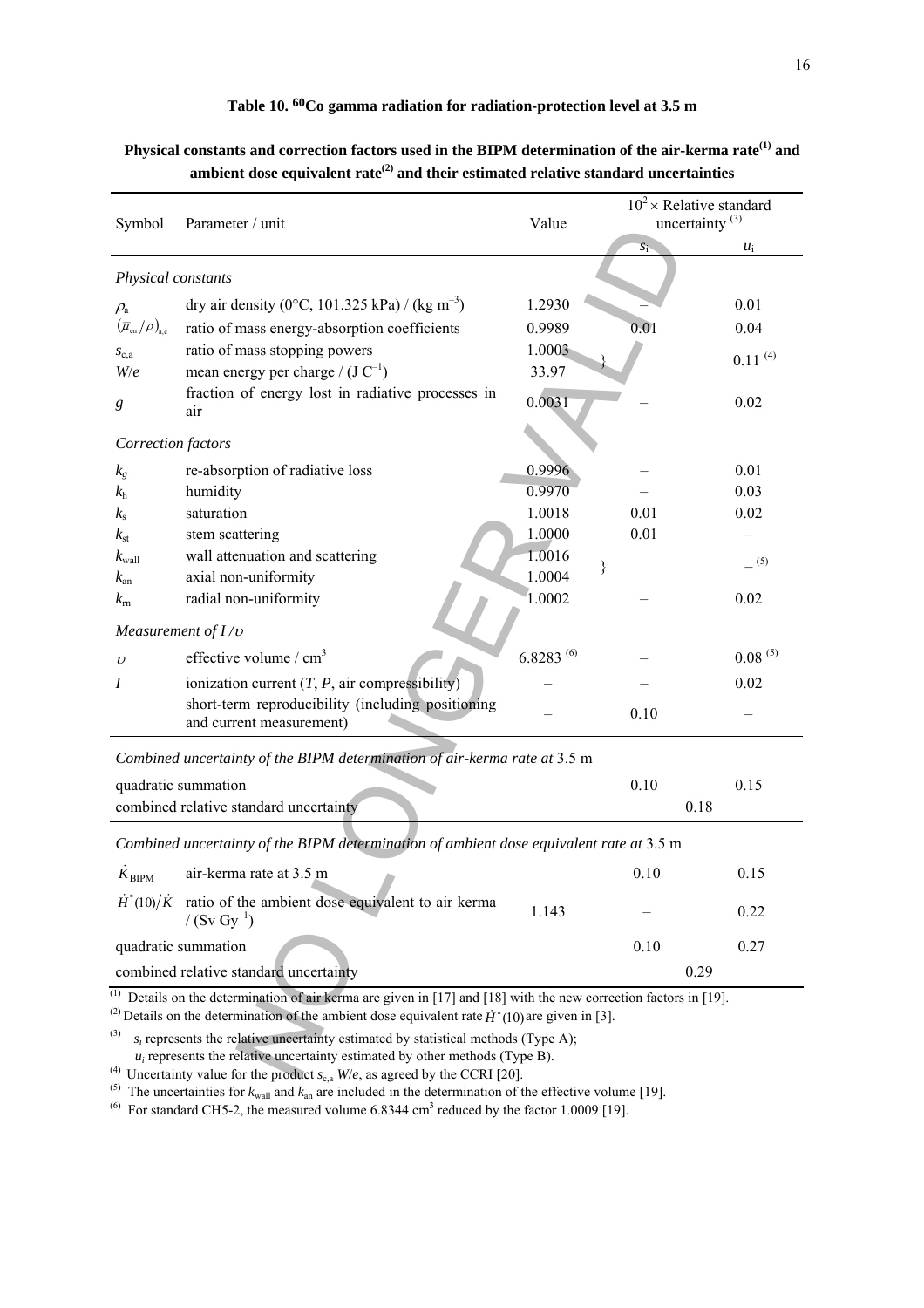**Table 10. $^{60}$Co gamma radiation for radiation-protection level at 3.5 m**

**Physical constants and correction factors used in the BIPM determination of the air-kerma rate[(1)] and ambient dose equivalent rate[(2)] and their estimated relative standard uncertainties**

| Symbol | Parameter / unit | Value | $10^2 \times$ Relative standard uncertainty [(3)] $s_i$ | $u_i$ |
|---|---|---|---|---|
| *Physical constants* | | | | |
| $\rho_a$ | dry air density (0°C, 101.325 kPa) / (kg m$^{-3}$) | 1.2930 | – | 0.01 |
| $(\bar{\mu}_{en}/\rho)_{a,c}$ | ratio of mass energy-absorption coefficients | 0.9989 | 0.01 | 0.04 |
| $s_{c,a}$ | ratio of mass stopping powers | 1.0003 | } | 0.11 [(4)] |
| $W/e$ | mean energy per charge / (J C$^{-1}$) | 33.97 | | |
| $g$ | fraction of energy lost in radiative processes in air | 0.0031 | – | 0.02 |
| *Correction factors* | | | | |
| $k_g$ | re-absorption of radiative loss | 0.9996 | – | 0.01 |
| $k_h$ | humidity | 0.9970 | – | 0.03 |
| $k_s$ | saturation | 1.0018 | 0.01 | 0.02 |
| $k_{st}$ | stem scattering | 1.0000 | 0.01 | – |
| $k_{wall}$ | wall attenuation and scattering | 1.0016 | } | – [(5)] |
| $k_{an}$ | axial non-uniformity | 1.0004 | | |
| $k_{rn}$ | radial non-uniformity | 1.0002 | – | 0.02 |
| *Measurement of $I/\upsilon$* | | | | |
| $\upsilon$ | effective volume / cm$^3$ | 6.8283 [(6)] | – | 0.08 [(5)] |
| $I$ | ionization current ($T$, $P$, air compressibility) | – | – | 0.02 |
| | short-term reproducibility (including positioning and current measurement) | – | 0.10 | – |
| *Combined uncertainty of the BIPM determination of air-kerma rate at* 3.5 m | | | | |
| quadratic summation | | | 0.10 | 0.15 |
| combined relative standard uncertainty | | | 0.18 | |
| *Combined uncertainty of the BIPM determination of ambient dose equivalent rate at* 3.5 m | | | | |
| $\dot{K}_{BIPM}$ | air-kerma rate at 3.5 m | | 0.10 | 0.15 |
| $\dot{H}^*(10)/\dot{K}$ | ratio of the ambient dose equivalent to air kerma / (Sv Gy$^{-1}$) | 1.143 | – | 0.22 |
| quadratic summation | | | 0.10 | 0.27 |
| combined relative standard uncertainty | | | 0.29 | |

(1) Details on the determination of air kerma are given in [17] and [18] with the new correction factors in [19].

(2) Details on the determination of the ambient dose equivalent rate $\dot{H}^*(10)$ are given in [3].

(3) $s_i$ represents the relative uncertainty estimated by statistical methods (Type A);
$u_i$ represents the relative uncertainty estimated by other methods (Type B).

(4) Uncertainty value for the product $s_{c,a}$ $W/e$, as agreed by the CCRI [20].

(5) The uncertainties for $k_{wall}$ and $k_{an}$ are included in the determination of the effective volume [19].

(6) For standard CH5-2, the measured volume 6.8344 cm$^3$ reduced by the factor 1.0009 [19].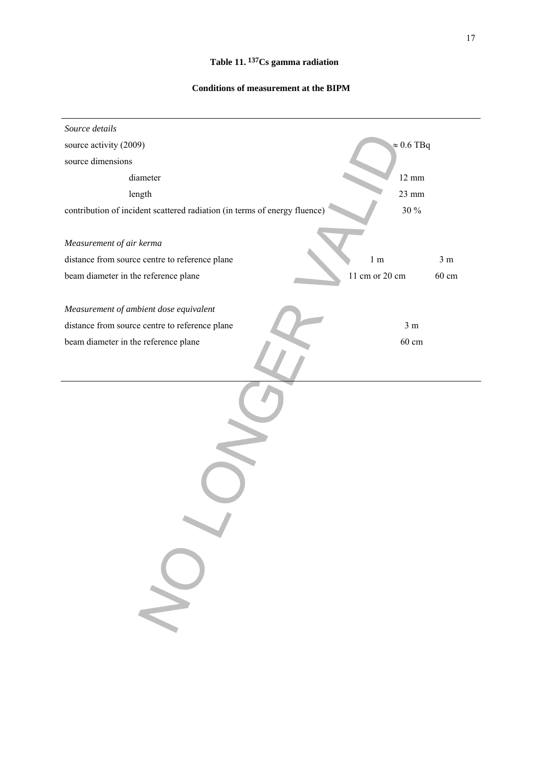**Table 11. $^{137}Cs$ gamma radiation**

**Conditions of measurement at the BIPM**

| | | |
|---|---|---|
| *Source details* | | |
| source activity (2009) | ≈ 0.6 TBq | |
| source dimensions | | |
| diameter | 12 mm | |
| length | 23 mm | |
| contribution of incident scattered radiation (in terms of energy fluence) | 30 % | |
| | | |
| *Measurement of air kerma* | | |
| distance from source centre to reference plane | 1 m | 3 m |
| beam diameter in the reference plane | 11 cm or 20 cm | 60 cm |
| | | |
| *Measurement of ambient dose equivalent* | | |
| distance from source centre to reference plane | 3 m | |
| beam diameter in the reference plane | 60 cm | |

NO LONGER VALID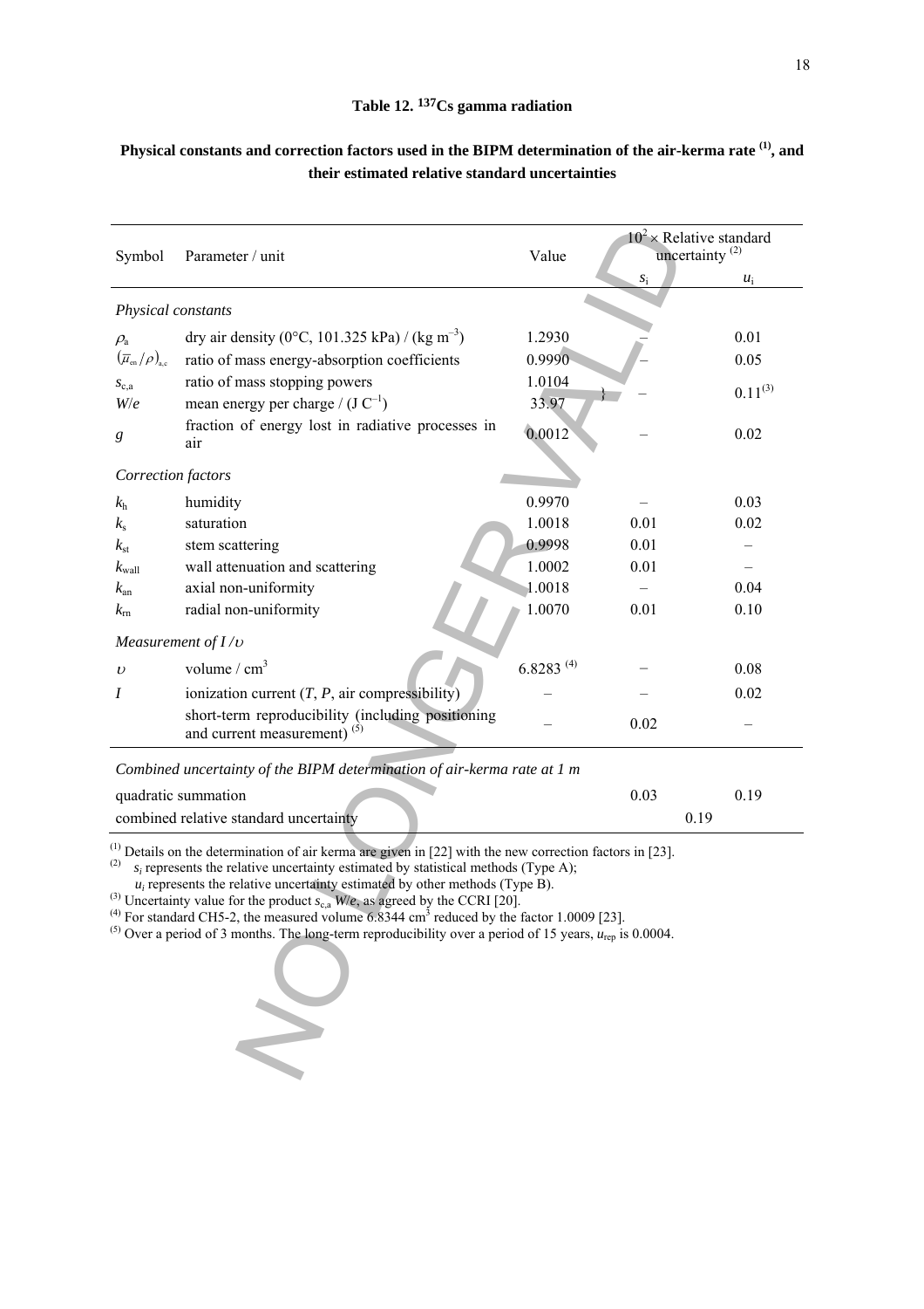### Table 12. $^{137}$Cs gamma radiation

**Physical constants and correction factors used in the BIPM determination of the air-kerma rate [(1)], and their estimated relative standard uncertainties**

| Symbol | Parameter / unit | Value | $10^2 \times$ Relative standard uncertainty [(2)] $s_i$ | $u_i$ |
|---|---|---|---|---|
| *Physical constants* | | | | |
| $\rho_a$ | dry air density (0°C, 101.325 kPa) / (kg m$^{-3}$) | 1.2930 | – | 0.01 |
| $(\overline{\mu}_{en}/\rho)_{a,c}$ | ratio of mass energy-absorption coefficients | 0.9990 | – | 0.05 |
| $s_{c,a}$ | ratio of mass stopping powers | 1.0104 | } – | $0.11^{(3)}$ |
| $W/e$ | mean energy per charge / (J C$^{-1}$) | 33.97 | | |
| $g$ | fraction of energy lost in radiative processes in air | 0.0012 | – | 0.02 |
| *Correction factors* | | | | |
| $k_h$ | humidity | 0.9970 | – | 0.03 |
| $k_s$ | saturation | 1.0018 | 0.01 | 0.02 |
| $k_{st}$ | stem scattering | 0.9998 | 0.01 | – |
| $k_{wall}$ | wall attenuation and scattering | 1.0002 | 0.01 | – |
| $k_{an}$ | axial non-uniformity | 1.0018 | – | 0.04 |
| $k_{rn}$ | radial non-uniformity | 1.0070 | 0.01 | 0.10 |
| *Measurement of $I/\upsilon$* | | | | |
| $\upsilon$ | volume / cm$^3$ | 6.8283 [(4)] | – | 0.08 |
| $I$ | ionization current ($T$, $P$, air compressibility) | – | – | 0.02 |
| | short-term reproducibility (including positioning and current measurement) [(5)] | – | 0.02 | – |
| *Combined uncertainty of the BIPM determination of air-kerma rate at 1 m* | | | | |
| quadratic summation | | | 0.03 | 0.19 |
| combined relative standard uncertainty | | | 0.19 | |

[(1)] Details on the determination of air kerma are given in [22] with the new correction factors in [23].
[(2)] $s_i$ represents the relative uncertainty estimated by statistical methods (Type A);
$u_i$ represents the relative uncertainty estimated by other methods (Type B).
[(3)] Uncertainty value for the product $s_{c,a}$ $W/e$, as agreed by the CCRI [20].
[(4)] For standard CH5-2, the measured volume 6.8344 cm$^3$ reduced by the factor 1.0009 [23].
[(5)] Over a period of 3 months. The long-term reproducibility over a period of 15 years, $u_{rep}$ is 0.0004.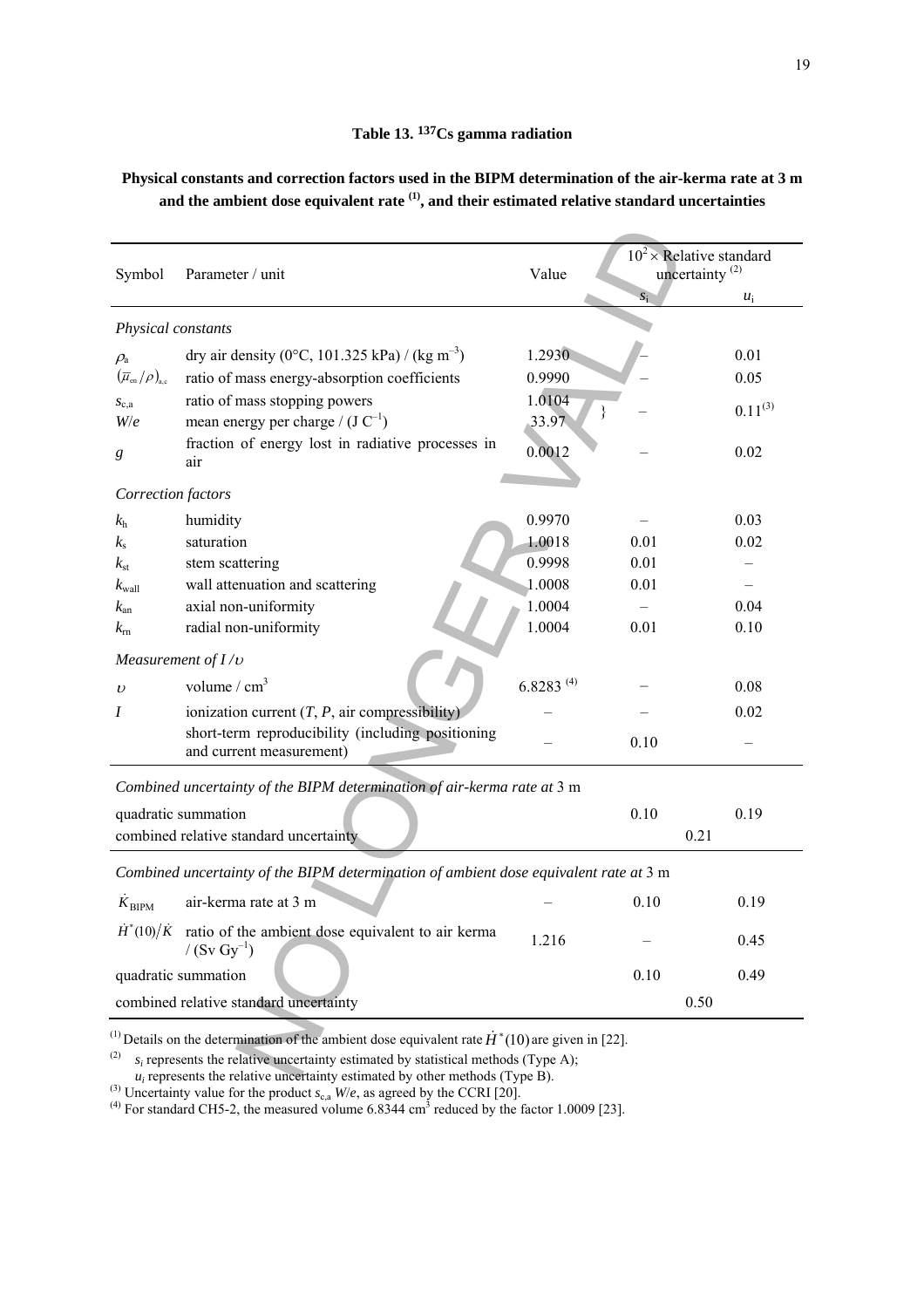**Table 13. $^{137}$Cs gamma radiation**

**Physical constants and correction factors used in the BIPM determination of the air-kerma rate at 3 m and the ambient dose equivalent rate [(1)], and their estimated relative standard uncertainties**

| Symbol | Parameter / unit | Value | $10^2 \times$ Relative standard uncertainty [(2)] | |
|---|---|---|---|---|
| | | | $s_i$ | $u_i$ |
| *Physical constants* | | | | |
| $\rho_a$ | dry air density (0°C, 101.325 kPa) / (kg m$^{-3}$) | 1.2930 | – | 0.01 |
| $(\overline{\mu}_{en}/\rho)_{a,c}$ | ratio of mass energy-absorption coefficients | 0.9990 | – | 0.05 |
| $s_{c,a}$ | ratio of mass stopping powers | 1.0104 | – | 0.11[(3)] |
| $W/e$ | mean energy per charge / (J C$^{-1}$) | 33.97 | | |
| $g$ | fraction of energy lost in radiative processes in air | 0.0012 | – | 0.02 |
| *Correction factors* | | | | |
| $k_h$ | humidity | 0.9970 | – | 0.03 |
| $k_s$ | saturation | 1.0018 | 0.01 | 0.02 |
| $k_{st}$ | stem scattering | 0.9998 | 0.01 | – |
| $k_{wall}$ | wall attenuation and scattering | 1.0008 | 0.01 | – |
| $k_{an}$ | axial non-uniformity | 1.0004 | – | 0.04 |
| $k_{rn}$ | radial non-uniformity | 1.0004 | 0.01 | 0.10 |
| *Measurement of $I/\upsilon$* | | | | |
| $\upsilon$ | volume / cm$^3$ | 6.8283 [(4)] | – | 0.08 |
| $I$ | ionization current ($T$, $P$, air compressibility) | – | – | 0.02 |
| | short-term reproducibility (including positioning and current measurement) | – | 0.10 | – |
| *Combined uncertainty of the BIPM determination of air-kerma rate at* 3 m | | | | |
| quadratic summation | | | 0.10 | 0.19 |
| combined relative standard uncertainty | | | 0.21 | |
| *Combined uncertainty of the BIPM determination of ambient dose equivalent rate at* 3 m | | | | |
| $\dot{K}_{BIPM}$ | air-kerma rate at 3 m | – | 0.10 | 0.19 |
| $\dot{H}^*(10)/\dot{K}$ | ratio of the ambient dose equivalent to air kerma / (Sv Gy$^{-1}$) | 1.216 | – | 0.45 |
| quadratic summation | | | 0.10 | 0.49 |
| combined relative standard uncertainty | | | 0.50 | |

(1) Details on the determination of the ambient dose equivalent rate $\dot{H}^*(10)$ are given in [22].

(2) $s_i$ represents the relative uncertainty estimated by statistical methods (Type A);
$u_i$ represents the relative uncertainty estimated by other methods (Type B).

(3) Uncertainty value for the product $s_{c,a}$ $W/e$, as agreed by the CCRI [20].

(4) For standard CH5-2, the measured volume 6.8344 cm$^3$ reduced by the factor 1.0009 [23].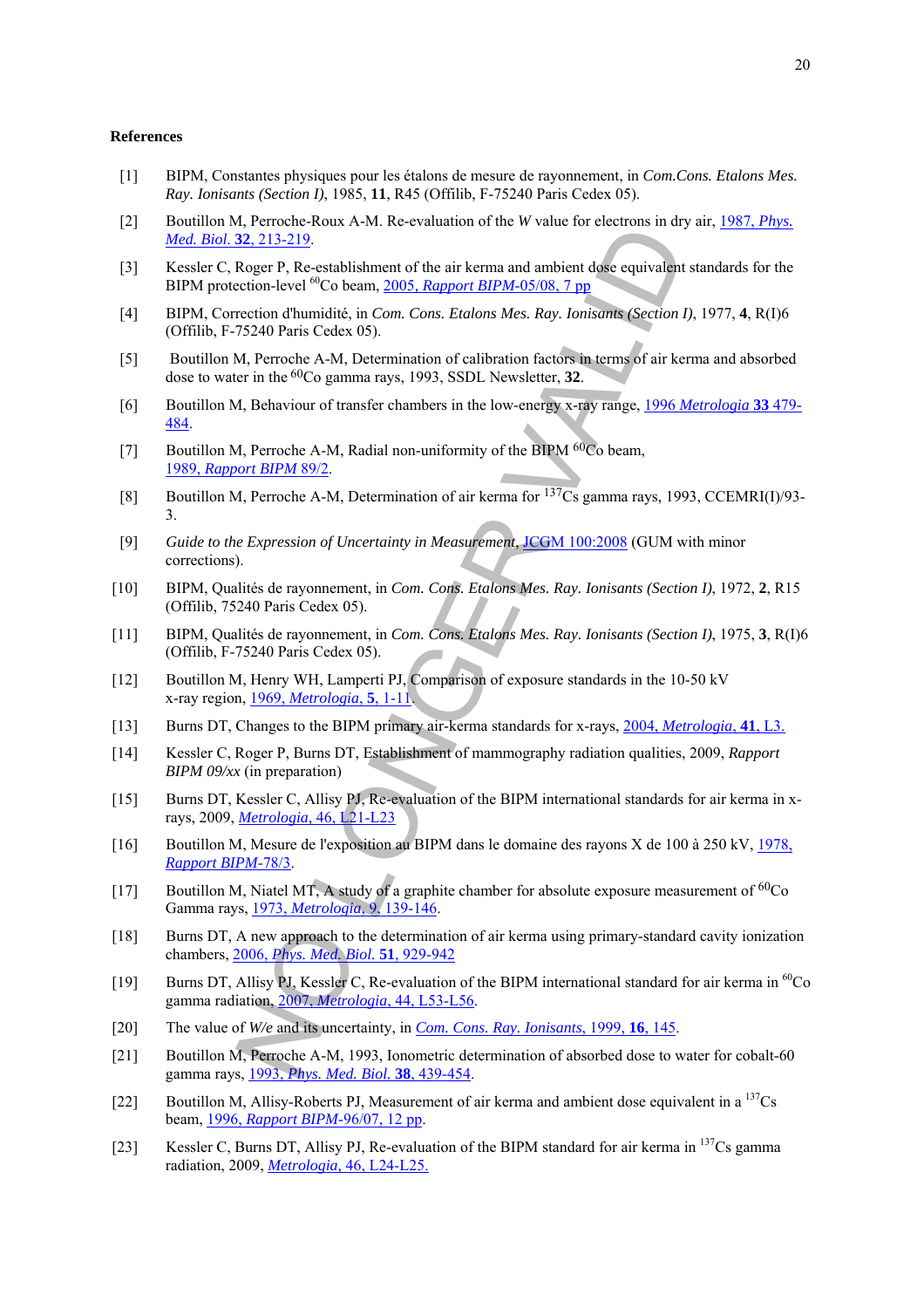## References

[1] BIPM, Constantes physiques pour les étalons de mesure de rayonnement, in *Com.Cons. Etalons Mes. Ray. Ionisants (Section I)*, 1985, **11**, R45 (Offilib, F-75240 Paris Cedex 05).

[2] Boutillon M, Perroche-Roux A-M. Re-evaluation of the *W* value for electrons in dry air, 1987, *Phys. Med. Biol.* **32**, 213-219.

[3] Kessler C, Roger P, Re-establishment of the air kerma and ambient dose equivalent standards for the BIPM protection-level $^{60}$Co beam, 2005, *Rapport BIPM*-05/08, 7 pp

[4] BIPM, Correction d'humidité, in *Com. Cons. Etalons Mes. Ray. Ionisants (Section I)*, 1977, **4**, R(I)6 (Offilib, F-75240 Paris Cedex 05).

[5] Boutillon M, Perroche A-M, Determination of calibration factors in terms of air kerma and absorbed dose to water in the $^{60}$Co gamma rays, 1993, SSDL Newsletter, **32**.

[6] Boutillon M, Behaviour of transfer chambers in the low-energy x-ray range, 1996 *Metrologia* **33** 479-484.

[7] Boutillon M, Perroche A-M, Radial non-uniformity of the BIPM $^{60}$Co beam, 1989, *Rapport BIPM* 89/2.

[8] Boutillon M, Perroche A-M, Determination of air kerma for $^{137}$Cs gamma rays, 1993, CCEMRI(I)/93-3.

[9] *Guide to the Expression of Uncertainty in Measurement*, JCGM 100:2008 (GUM with minor corrections).

[10] BIPM, Qualités de rayonnement, in *Com. Cons. Etalons Mes. Ray. Ionisants (Section I)*, 1972, **2**, R15 (Offilib, 75240 Paris Cedex 05).

[11] BIPM, Qualités de rayonnement, in *Com. Cons. Etalons Mes. Ray. Ionisants (Section I)*, 1975, **3**, R(I)6 (Offilib, F-75240 Paris Cedex 05).

[12] Boutillon M, Henry WH, Lamperti PJ, Comparison of exposure standards in the 10-50 kV x-ray region, 1969, *Metrologia*, **5**, 1-11.

[13] Burns DT, Changes to the BIPM primary air-kerma standards for x-rays, 2004, *Metrologia*, **41**, L3.

[14] Kessler C, Roger P, Burns DT, Establishment of mammography radiation qualities, 2009, *Rapport BIPM 09/xx* (in preparation)

[15] Burns DT, Kessler C, Allisy PJ, Re-evaluation of the BIPM international standards for air kerma in x-rays, 2009, *Metrologia*, 46, L21-L23

[16] Boutillon M, Mesure de l'exposition au BIPM dans le domaine des rayons X de 100 à 250 kV, 1978, *Rapport BIPM*-78/3.

[17] Boutillon M, Niatel MT, A study of a graphite chamber for absolute exposure measurement of $^{60}$Co Gamma rays, 1973, *Metrologia*, 9, 139-146.

[18] Burns DT, A new approach to the determination of air kerma using primary-standard cavity ionization chambers, 2006, *Phys. Med. Biol.* **51**, 929-942

[19] Burns DT, Allisy PJ, Kessler C, Re-evaluation of the BIPM international standard for air kerma in $^{60}$Co gamma radiation, 2007, *Metrologia*, 44, L53-L56.

[20] The value of *W/e* and its uncertainty, in *Com. Cons. Ray. Ionisants*, 1999, **16**, 145.

[21] Boutillon M, Perroche A-M, 1993, Ionometric determination of absorbed dose to water for cobalt-60 gamma rays, 1993, *Phys. Med. Biol.* **38**, 439-454.

[22] Boutillon M, Allisy-Roberts PJ, Measurement of air kerma and ambient dose equivalent in a $^{137}$Cs beam, 1996, *Rapport BIPM*-96/07, 12 pp.

[23] Kessler C, Burns DT, Allisy PJ, Re-evaluation of the BIPM standard for air kerma in $^{137}$Cs gamma radiation, 2009, *Metrologia*, 46, L24-L25.